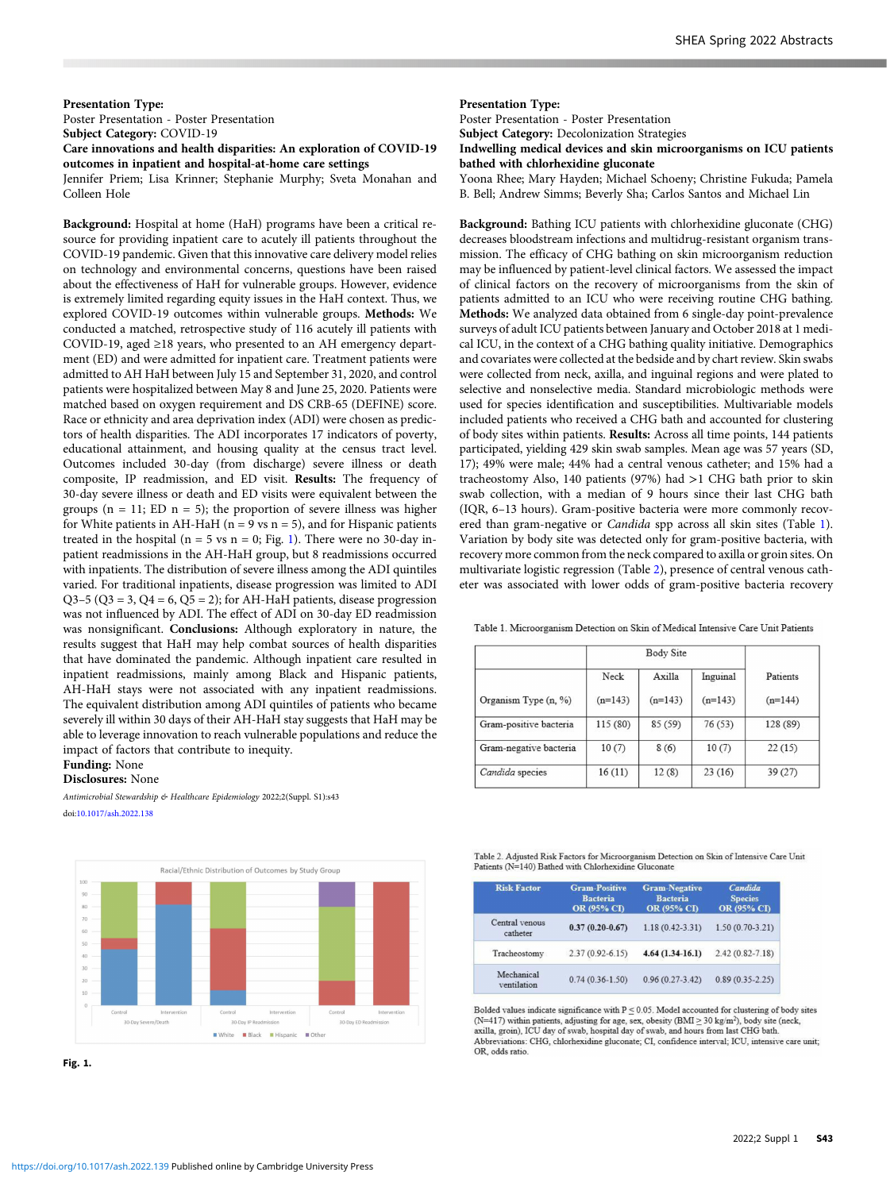**Presentation Type:**

Poster Presentation - Poster Presentation

**Subject Category:** COVID-19

**Care innovations and health disparities: An exploration of COVID-19 outcomes in inpatient and hospital-at-home care settings**

Jennifer Priem; Lisa Krinner; Stephanie Murphy; Sveta Monahan and Colleen Hole

**Background:** Hospital at home (HaH) programs have been a critical resource for providing inpatient care to acutely ill patients throughout the COVID-19 pandemic. Given that this innovative care delivery model relies on technology and environmental concerns, questions have been raised about the effectiveness of HaH for vulnerable groups. However, evidence is extremely limited regarding equity issues in the HaH context. Thus, we explored COVID-19 outcomes within vulnerable groups. **Methods:** We conducted a matched, retrospective study of 116 acutely ill patients with COVID-19, aged ≥18 years, who presented to an AH emergency department (ED) and were admitted for inpatient care. Treatment patients were admitted to AH HaH between July 15 and September 31, 2020, and control patients were hospitalized between May 8 and June 25, 2020. Patients were matched based on oxygen requirement and DS CRB-65 (DEFINE) score. Race or ethnicity and area deprivation index (ADI) were chosen as predictors of health disparities. The ADI incorporates 17 indicators of poverty, educational attainment, and housing quality at the census tract level. Outcomes included 30-day (from discharge) severe illness or death composite, IP readmission, and ED visit. **Results:** The frequency of 30-day severe illness or death and ED visits were equivalent between the groups (n = 11; ED n = 5); the proportion of severe illness was higher for White patients in AH-HaH (n = 9 vs n = 5), and for Hispanic patients treated in the hospital (n = 5 vs n = 0; Fig. 1). There were no 30-day inpatient readmissions in the AH-HaH group, but 8 readmissions occurred with inpatients. The distribution of severe illness among the ADI quintiles varied. For traditional inpatients, disease progression was limited to ADI Q3–5 (Q3 = 3, Q4 = 6, Q5 = 2); for AH-HaH patients, disease progression was not influenced by ADI. The effect of ADI on 30-day ED readmission was nonsignificant. **Conclusions:** Although exploratory in nature, the results suggest that HaH may help combat sources of health disparities that have dominated the pandemic. Although inpatient care resulted in inpatient readmissions, mainly among Black and Hispanic patients, AH-HaH stays were not associated with inpatient readmissions. The equivalent distribution among ADI quintiles of patients who became severely ill within 30 days of their AH-HaH stay suggests that HaH may be able to leverage innovation to reach vulnerable populations and reduce the impact of factors that contribute to inequity.

**Funding:** None

**Disclosures:** None

*Antimicrobial Stewardship & Healthcare Epidemiology* 2022;2(Suppl. S1):s43

doi:10.1017/ash.2022.138

**Fig. 1.**

**Presentation Type:**

Poster Presentation - Poster Presentation

**Subject Category:** Decolonization Strategies

**Indwelling medical devices and skin microorganisms on ICU patients bathed with chlorhexidine gluconate**

Yoona Rhee; Mary Hayden; Michael Schoeny; Christine Fukuda; Pamela B. Bell; Andrew Simms; Beverly Sha; Carlos Santos and Michael Lin

**Background:** Bathing ICU patients with chlorhexidine gluconate (CHG) decreases bloodstream infections and multidrug-resistant organism transmission. The efficacy of CHG bathing on skin microorganism reduction may be influenced by patient-level clinical factors. We assessed the impact of clinical factors on the recovery of microorganisms from the skin of patients admitted to an ICU who were receiving routine CHG bathing. **Methods:** We analyzed data obtained from 6 single-day point-prevalence surveys of adult ICU patients between January and October 2018 at 1 medical ICU, in the context of a CHG bathing quality initiative. Demographics and covariates were collected at the bedside and by chart review. Skin swabs were collected from neck, axilla, and inguinal regions and were plated to selective and nonselective media. Standard microbiologic methods were used for species identification and susceptibilities. Multivariable models included patients who received a CHG bath and accounted for clustering of body sites within patients. **Results:** Across all time points, 144 patients participated, yielding 429 skin swab samples. Mean age was 57 years (SD, 17); 49% were male; 44% had a central venous catheter; and 15% had a tracheostomy Also, 140 patients (97%) had >1 CHG bath prior to skin swab collection, with a median of 9 hours since their last CHG bath (IQR, 6–13 hours). Gram-positive bacteria were more commonly recovered than gram-negative or *Candida* spp across all skin sites (Table 1). Variation by body site was detected only for gram-positive bacteria, with recovery more common from the neck compared to axilla or groin sites. On multivariate logistic regression (Table 2), presence of central venous catheter was associated with lower odds of gram-positive bacteria recovery

Table 1. Microorganism Detection on Skin of Medical Intensive Care Unit Patients

| | Body Site | | | |
|---|---|---|---|---|
| | Neck | Axilla | Inguinal | Patients |
| Organism Type (n, %) | (n=143) | (n=143) | (n=143) | (n=144) |
| Gram-positive bacteria | 115 (80) | 85 (59) | 76 (53) | 128 (89) |
| Gram-negative bacteria | 10 (7) | 8 (6) | 10 (7) | 22 (15) |
| *Candida* species | 16 (11) | 12 (8) | 23 (16) | 39 (27) |

Table 2. Adjusted Risk Factors for Microorganism Detection on Skin of Intensive Care Unit Patients (N=140) Bathed with Chlorhexidine Gluconate

| Risk Factor | Gram-Positive Bacteria OR (95% CI) | Gram-Negative Bacteria OR (95% CI) | *Candida* Species OR (95% CI) |
|---|---|---|---|
| Central venous catheter | **0.37 (0.20-0.67)** | 1.18 (0.42-3.31) | 1.50 (0.70-3.21) |
| Tracheostomy | 2.37 (0.92-6.15) | **4.64 (1.34-16.1)** | 2.42 (0.82-7.18) |
| Mechanical ventilation | 0.74 (0.36-1.50) | 0.96 (0.27-3.42) | 0.89 (0.35-2.25) |

Bolded values indicate significance with P ≤ 0.05. Model accounted for clustering of body sites (N=417) within patients, adjusting for age, sex, obesity (BMI ≥ 30 kg/m$^2$), body site (neck, axilla, groin), ICU day of swab, hospital day of swab, and hours from last CHG bath.
Abbreviations: CHG, chlorhexidine gluconate; CI, confidence interval; ICU, intensive care unit; OR, odds ratio.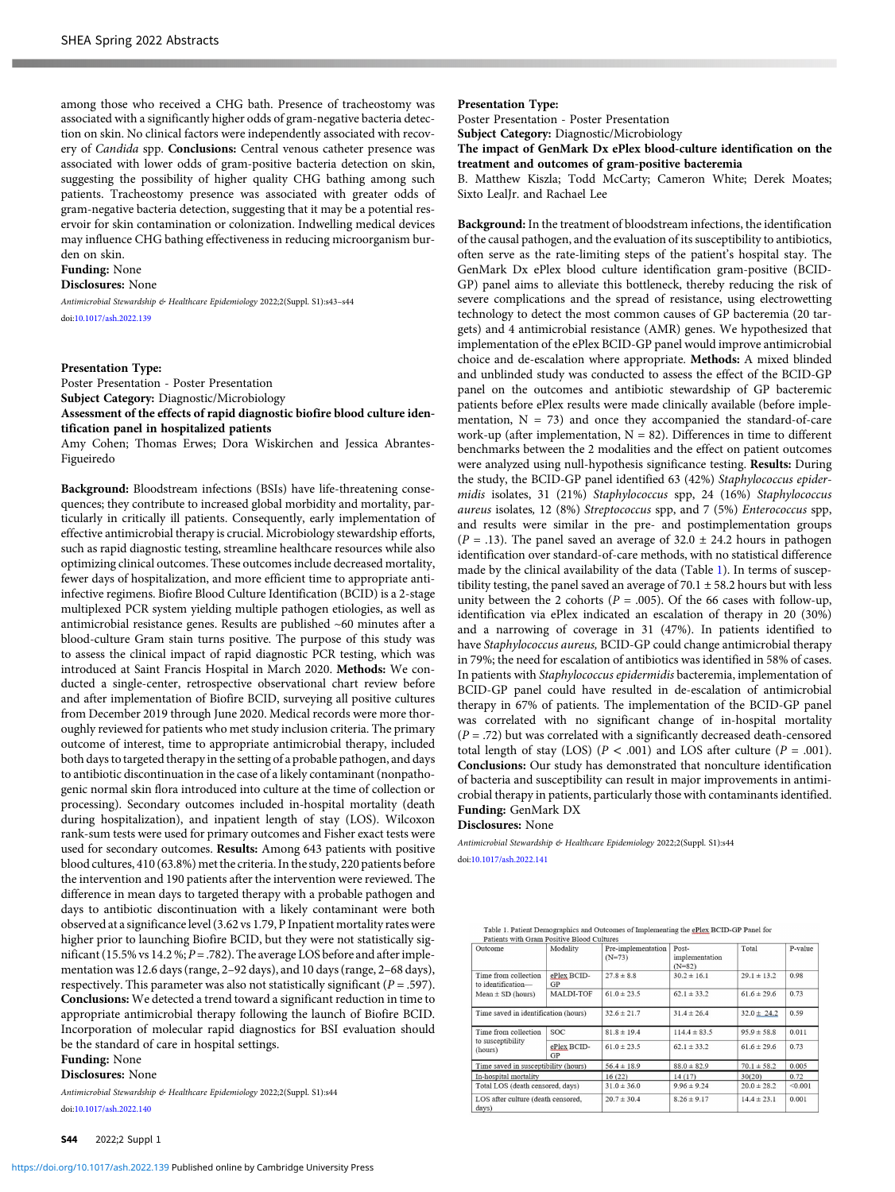among those who received a CHG bath. Presence of tracheostomy was associated with a significantly higher odds of gram-negative bacteria detection on skin. No clinical factors were independently associated with recovery of *Candida* spp. **Conclusions:** Central venous catheter presence was associated with lower odds of gram-positive bacteria detection on skin, suggesting the possibility of higher quality CHG bathing among such patients. Tracheostomy presence was associated with greater odds of gram-negative bacteria detection, suggesting that it may be a potential reservoir for skin contamination or colonization. Indwelling medical devices may influence CHG bathing effectiveness in reducing microorganism burden on skin.

**Funding:** None

**Disclosures:** None

*Antimicrobial Stewardship & Healthcare Epidemiology* 2022;2(Suppl. S1):s43–s44
doi:10.1017/ash.2022.139

**Presentation Type:**
Poster Presentation - Poster Presentation
**Subject Category:** Diagnostic/Microbiology

**Assessment of the effects of rapid diagnostic biofire blood culture identification panel in hospitalized patients**

Amy Cohen; Thomas Erwes; Dora Wiskirchen and Jessica Abrantes-Figueiredo

**Background:** Bloodstream infections (BSIs) have life-threatening consequences; they contribute to increased global morbidity and mortality, particularly in critically ill patients. Consequently, early implementation of effective antimicrobial therapy is crucial. Microbiology stewardship efforts, such as rapid diagnostic testing, streamline healthcare resources while also optimizing clinical outcomes. These outcomes include decreased mortality, fewer days of hospitalization, and more efficient time to appropriate anti-infective regimens. Biofire Blood Culture Identification (BCID) is a 2-stage multiplexed PCR system yielding multiple pathogen etiologies, as well as antimicrobial resistance genes. Results are published ~60 minutes after a blood-culture Gram stain turns positive. The purpose of this study was to assess the clinical impact of rapid diagnostic PCR testing, which was introduced at Saint Francis Hospital in March 2020. **Methods:** We conducted a single-center, retrospective observational chart review before and after implementation of Biofire BCID, surveying all positive cultures from December 2019 through June 2020. Medical records were more thoroughly reviewed for patients who met study inclusion criteria. The primary outcome of interest, time to appropriate antimicrobial therapy, included both days to targeted therapy in the setting of a probable pathogen, and days to antibiotic discontinuation in the case of a likely contaminant (nonpathogenic normal skin flora introduced into culture at the time of collection or processing). Secondary outcomes included in-hospital mortality (death during hospitalization), and inpatient length of stay (LOS). Wilcoxon rank-sum tests were used for primary outcomes and Fisher exact tests were used for secondary outcomes. **Results:** Among 643 patients with positive blood cultures, 410 (63.8%) met the criteria. In the study, 220 patients before the intervention and 190 patients after the intervention were reviewed. The difference in mean days to targeted therapy with a probable pathogen and days to antibiotic discontinuation with a likely contaminant were both observed at a significance level (3.62 vs 1.79, P Inpatient mortality rates were higher prior to launching Biofire BCID, but they were not statistically significant (15.5% vs 14.2 %; $P = .782$). The average LOS before and after implementation was 12.6 days (range, 2–92 days), and 10 days (range, 2–68 days), respectively. This parameter was also not statistically significant ($P = .597$). **Conclusions:** We detected a trend toward a significant reduction in time to appropriate antimicrobial therapy following the launch of Biofire BCID. Incorporation of molecular rapid diagnostics for BSI evaluation should be the standard of care in hospital settings.

**Funding:** None

**Disclosures:** None

*Antimicrobial Stewardship & Healthcare Epidemiology* 2022;2(Suppl. S1):s44
doi:10.1017/ash.2022.140

**Presentation Type:**
Poster Presentation - Poster Presentation
**Subject Category:** Diagnostic/Microbiology

**The impact of GenMark Dx ePlex blood-culture identification on the treatment and outcomes of gram-positive bacteremia**

B. Matthew Kiszla; Todd McCarty; Cameron White; Derek Moates; Sixto LealJr. and Rachael Lee

**Background:** In the treatment of bloodstream infections, the identification of the causal pathogen, and the evaluation of its susceptibility to antibiotics, often serve as the rate-limiting steps of the patient's hospital stay. The GenMark Dx ePlex blood culture identification gram-positive (BCID-GP) panel aims to alleviate this bottleneck, thereby reducing the risk of severe complications and the spread of resistance, using electrowetting technology to detect the most common causes of GP bacteremia (20 targets) and 4 antimicrobial resistance (AMR) genes. We hypothesized that implementation of the ePlex BCID-GP panel would improve antimicrobial choice and de-escalation where appropriate. **Methods:** A mixed blinded and unblinded study was conducted to assess the effect of the BCID-GP panel on the outcomes and antibiotic stewardship of GP bacteremic patients before ePlex results were made clinically available (before implementation, N = 73) and once they accompanied the standard-of-care work-up (after implementation, N = 82). Differences in time to different benchmarks between the 2 modalities and the effect on patient outcomes were analyzed using null-hypothesis significance testing. **Results:** During the study, the BCID-GP panel identified 63 (42%) *Staphylococcus epidermidis* isolates, 31 (21%) *Staphylococcus* spp, 24 (16%) *Staphylococcus aureus* isolates, 12 (8%) *Streptococcus* spp, and 7 (5%) *Enterococcus* spp, and results were similar in the pre- and postimplementation groups ($P = .13$). The panel saved an average of 32.0 ± 24.2 hours in pathogen identification over standard-of-care methods, with no statistical difference made by the clinical availability of the data (Table 1). In terms of susceptibility testing, the panel saved an average of 70.1 ± 58.2 hours but with less unity between the 2 cohorts ($P = .005$). Of the 66 cases with follow-up, identification via ePlex indicated an escalation of therapy in 20 (30%) and a narrowing of coverage in 31 (47%). In patients identified to have *Staphylococcus aureus,* BCID-GP could change antimicrobial therapy in 79%; the need for escalation of antibiotics was identified in 58% of cases. In patients with *Staphylococcus epidermidis* bacteremia, implementation of BCID-GP panel could have resulted in de-escalation of antimicrobial therapy in 67% of patients. The implementation of the BCID-GP panel was correlated with no significant change of in-hospital mortality ($P = .72$) but was correlated with a significantly decreased death-censored total length of stay (LOS) ($P < .001$) and LOS after culture ($P = .001$). **Conclusions:** Our study has demonstrated that nonculture identification of bacteria and susceptibility can result in major improvements in antimicrobial therapy in patients, particularly those with contaminants identified.

**Funding:** GenMark DX

**Disclosures:** None

*Antimicrobial Stewardship & Healthcare Epidemiology* 2022;2(Suppl. S1):s44
doi:10.1017/ash.2022.141

Table 1. Patient Demographics and Outcomes of Implementing the ePlex BCID-GP Panel for Patients with Gram Positive Blood Cultures

| Outcome | Modality | Pre-implementation (N=73) | Post-implementation (N=82) | Total | P-value |
|---|---|---|---|---|---|
| Time from collection to identification— Mean ± SD (hours) | ePlex BCID-GP | 27.8 ± 8.8 | 30.2 ± 16.1 | 29.1 ± 13.2 | 0.98 |
| | MALDI-TOF | 61.0 ± 23.5 | 62.1 ± 33.2 | 61.6 ± 29.6 | 0.73 |
| Time saved in identification (hours) | | 32.6 ± 21.7 | 31.4 ± 26.4 | 32.0 ± 24.2 | 0.59 |
| Time from collection to susceptibility (hours) | SOC | 81.8 ± 19.4 | 114.4 ± 83.5 | 95.9 ± 58.8 | 0.011 |
| | ePlex BCID-GP | 61.0 ± 23.5 | 62.1 ± 33.2 | 61.6 ± 29.6 | 0.73 |
| Time saved in susceptibility (hours) | | 56.4 ± 18.9 | 88.0 ± 82.9 | 70.1 ± 58.2 | 0.005 |
| In-hospital mortality | | 16 (22) | 14 (17) | 30(20) | 0.72 |
| Total LOS (death censored, days) | | 31.0 ± 36.0 | 9.96 ± 9.24 | 20.0 ± 28.2 | <0.001 |
| LOS after culture (death censored, days) | | 20.7 ± 30.4 | 8.26 ± 9.17 | 14.4 ± 23.1 | 0.001 |